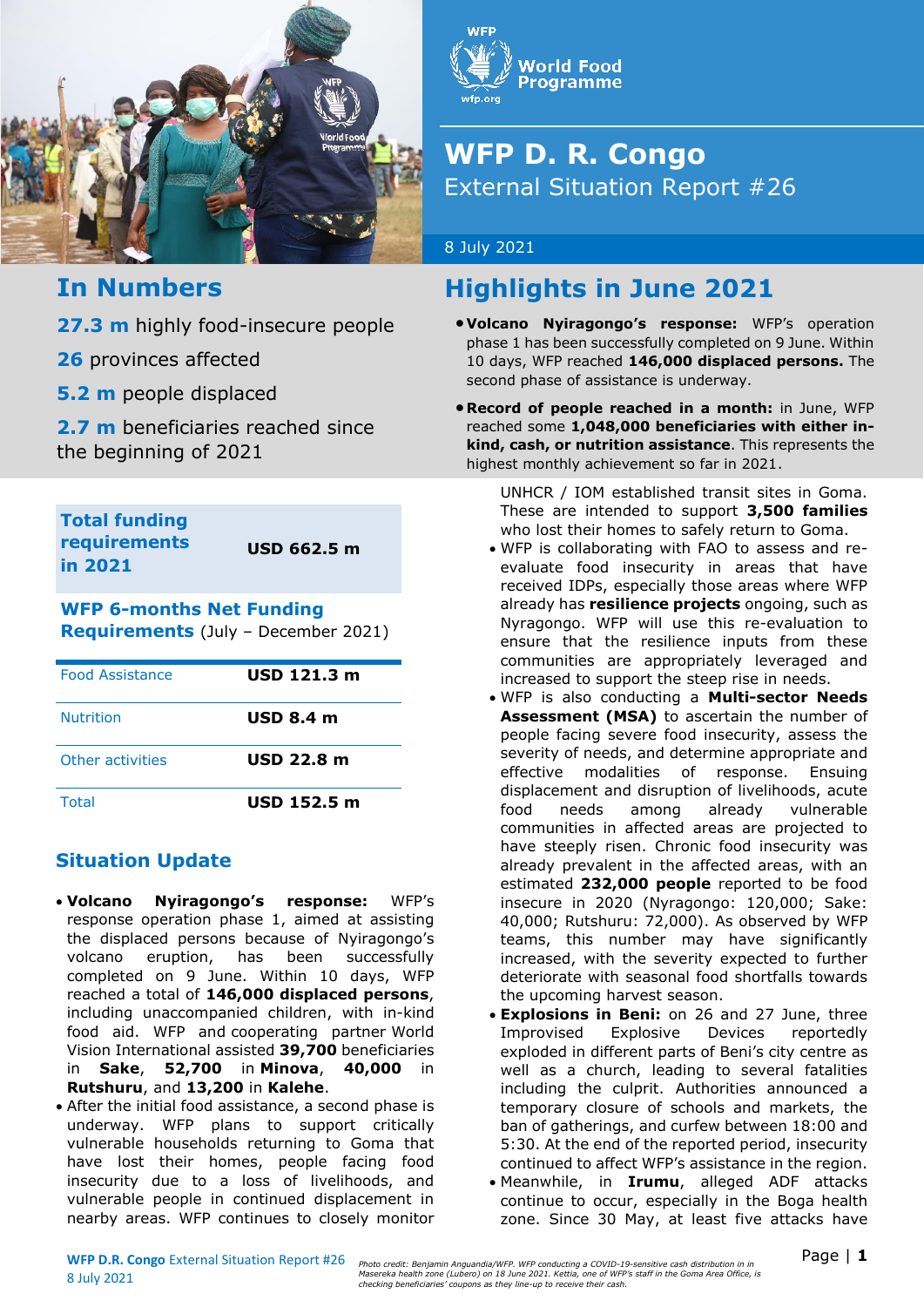# WFP D. R. Congo

External Situation Report #26

8 July 2021

## In Numbers

**27.3 m** highly food-insecure people

**26** provinces affected

**5.2 m** people displaced

**2.7 m** beneficiaries reached since the beginning of 2021

## Highlights in June 2021

- **Volcano Nyiragongo's response:** WFP's operation phase 1 has been successfully completed on 9 June. Within 10 days, WFP reached **146,000 displaced persons.** The second phase of assistance is underway.
- **Record of people reached in a month:** in June, WFP reached some **1,048,000 beneficiaries with either in-kind, cash, or nutrition assistance**. This represents the highest monthly achievement so far in 2021.

| **Total funding requirements in 2021** | **USD 662.5 m** |
|---|---|

**WFP 6-months Net Funding Requirements** (July – December 2021)

| | |
|---|---|
| Food Assistance | **USD 121.3 m** |
| Nutrition | **USD 8.4 m** |
| Other activities | **USD 22.8 m** |
| Total | **USD 152.5 m** |

## Situation Update

- **Volcano Nyiragongo's response:** WFP's response operation phase 1, aimed at assisting the displaced persons because of Nyiragongo's volcano eruption, has been successfully completed on 9 June. Within 10 days, WFP reached a total of **146,000 displaced persons**, including unaccompanied children, with in-kind food aid. WFP and cooperating partner World Vision International assisted **39,700** beneficiaries in **Sake**, **52,700** in **Minova**, **40,000** in **Rutshuru**, and **13,200** in **Kalehe**.
- After the initial food assistance, a second phase is underway. WFP plans to support critically vulnerable households returning to Goma that have lost their homes, people facing food insecurity due to a loss of livelihoods, and vulnerable people in continued displacement in nearby areas. WFP continues to closely monitor UNHCR / IOM established transit sites in Goma. These are intended to support **3,500 families** who lost their homes to safely return to Goma.
- WFP is collaborating with FAO to assess and re-evaluate food insecurity in areas that have received IDPs, especially those areas where WFP already has **resilience projects** ongoing, such as Nyragongo. WFP will use this re-evaluation to ensure that the resilience inputs from these communities are appropriately leveraged and increased to support the steep rise in needs.
- WFP is also conducting a **Multi-sector Needs Assessment (MSA)** to ascertain the number of people facing severe food insecurity, assess the severity of needs, and determine appropriate and effective modalities of response. Ensuing displacement and disruption of livelihoods, acute food needs among already vulnerable communities in affected areas are projected to have steeply risen. Chronic food insecurity was already prevalent in the affected areas, with an estimated **232,000 people** reported to be food insecure in 2020 (Nyragongo: 120,000; Sake: 40,000; Rutshuru: 72,000). As observed by WFP teams, this number may have significantly increased, with the severity expected to further deteriorate with seasonal food shortfalls towards the upcoming harvest season.
- **Explosions in Beni:** on 26 and 27 June, three Improvised Explosive Devices reportedly exploded in different parts of Beni's city centre as well as a church, leading to several fatalities including the culprit. Authorities announced a temporary closure of schools and markets, the ban of gatherings, and curfew between 18:00 and 5:30. At the end of the reported period, insecurity continued to affect WFP's assistance in the region.
- Meanwhile, in **Irumu**, alleged ADF attacks continue to occur, especially in the Boga health zone. Since 30 May, at least five attacks have

*Photo credit: Benjamin Anguandia/WFP. WFP conducting a COVID-19-sensitive cash distribution in in Masereka health zone (Lubero) on 18 June 2021. Kettia, one of WFP's staff in the Goma Area Office, is checking beneficiaries' coupons as they line-up to receive their cash.*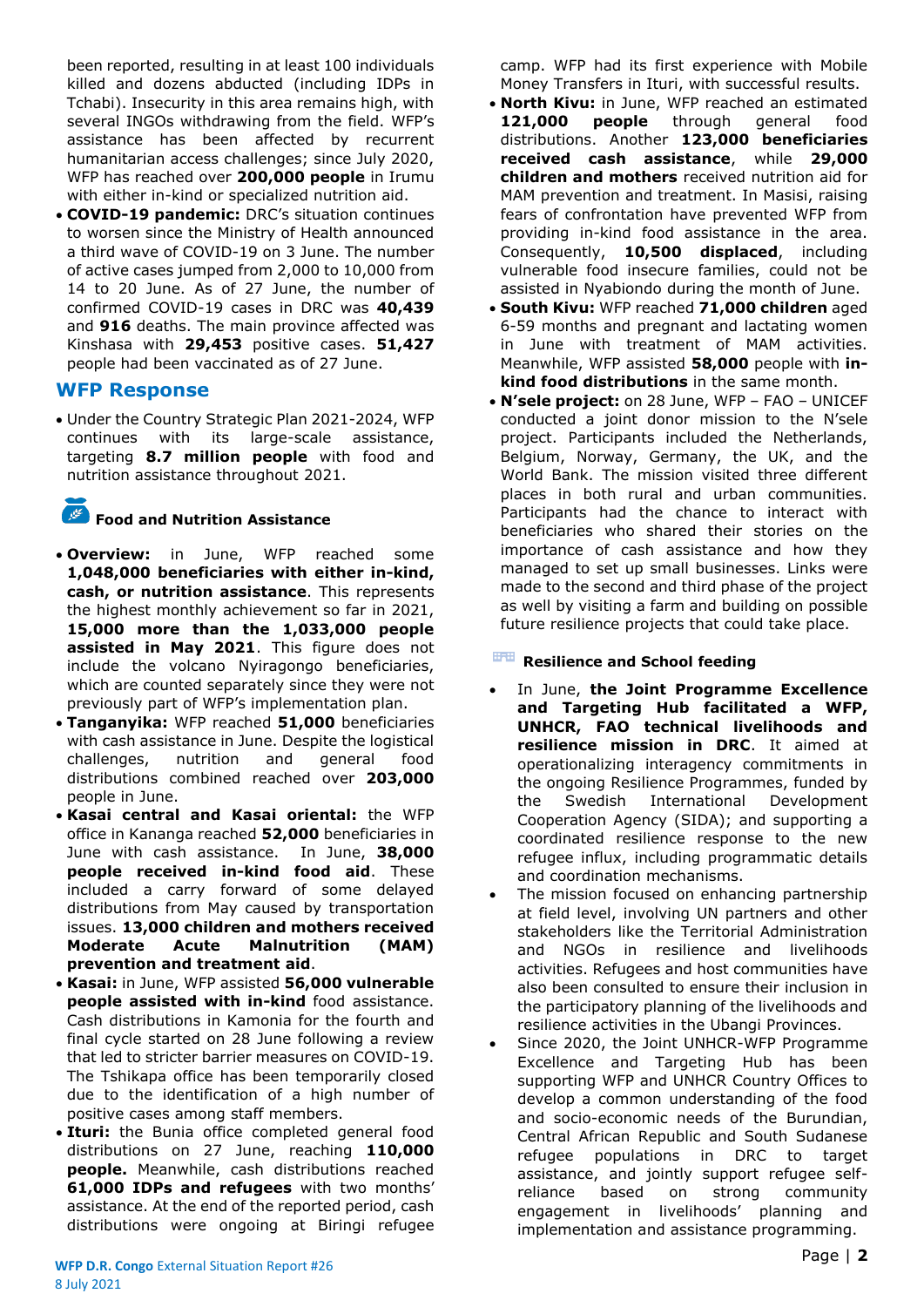been reported, resulting in at least 100 individuals killed and dozens abducted (including IDPs in Tchabi). Insecurity in this area remains high, with several INGOs withdrawing from the field. WFP's assistance has been affected by recurrent humanitarian access challenges; since July 2020, WFP has reached over **200,000 people** in Irumu with either in-kind or specialized nutrition aid.

- **COVID-19 pandemic:** DRC's situation continues to worsen since the Ministry of Health announced a third wave of COVID-19 on 3 June. The number of active cases jumped from 2,000 to 10,000 from 14 to 20 June. As of 27 June, the number of confirmed COVID-19 cases in DRC was **40,439** and **916** deaths. The main province affected was Kinshasa with **29,453** positive cases. **51,427** people had been vaccinated as of 27 June.

## WFP Response

- Under the Country Strategic Plan 2021-2024, WFP continues with its large-scale assistance, targeting **8.7 million people** with food and nutrition assistance throughout 2021.

### Food and Nutrition Assistance

- **Overview:** in June, WFP reached some **1,048,000 beneficiaries with either in-kind, cash, or nutrition assistance**. This represents the highest monthly achievement so far in 2021, **15,000 more than the 1,033,000 people assisted in May 2021**. This figure does not include the volcano Nyiragongo beneficiaries, which are counted separately since they were not previously part of WFP's implementation plan.
- **Tanganyika:** WFP reached **51,000** beneficiaries with cash assistance in June. Despite the logistical challenges, nutrition and general food distributions combined reached over **203,000** people in June.
- **Kasai central and Kasai oriental:** the WFP office in Kananga reached **52,000** beneficiaries in June with cash assistance. In June, **38,000 people received in-kind food aid**. These included a carry forward of some delayed distributions from May caused by transportation issues. **13,000 children and mothers received Moderate Acute Malnutrition (MAM) prevention and treatment aid**.
- **Kasai:** in June, WFP assisted **56,000 vulnerable people assisted with in-kind** food assistance. Cash distributions in Kamonia for the fourth and final cycle started on 28 June following a review that led to stricter barrier measures on COVID-19. The Tshikapa office has been temporarily closed due to the identification of a high number of positive cases among staff members.
- **Ituri:** the Bunia office completed general food distributions on 27 June, reaching **110,000 people.** Meanwhile, cash distributions reached **61,000 IDPs and refugees** with two months' assistance. At the end of the reported period, cash distributions were ongoing at Biringi refugee camp. WFP had its first experience with Mobile Money Transfers in Ituri, with successful results.
- **North Kivu:** in June, WFP reached an estimated **121,000 people** through general food distributions. Another **123,000 beneficiaries received cash assistance**, while **29,000 children and mothers** received nutrition aid for MAM prevention and treatment. In Masisi, raising fears of confrontation have prevented WFP from providing in-kind food assistance in the area. Consequently, **10,500 displaced**, including vulnerable food insecure families, could not be assisted in Nyabiondo during the month of June.
- **South Kivu:** WFP reached **71,000 children** aged 6-59 months and pregnant and lactating women in June with treatment of MAM activities. Meanwhile, WFP assisted **58,000** people with **in-kind food distributions** in the same month.
- **N'sele project:** on 28 June, WFP – FAO – UNICEF conducted a joint donor mission to the N'sele project. Participants included the Netherlands, Belgium, Norway, Germany, the UK, and the World Bank. The mission visited three different places in both rural and urban communities. Participants had the chance to interact with beneficiaries who shared their stories on the importance of cash assistance and how they managed to set up small businesses. Links were made to the second and third phase of the project as well by visiting a farm and building on possible future resilience projects that could take place.

### Resilience and School feeding

- In June, **the Joint Programme Excellence and Targeting Hub facilitated a WFP, UNHCR, FAO technical livelihoods and resilience mission in DRC**. It aimed at operationalizing interagency commitments in the ongoing Resilience Programmes, funded by the Swedish International Development Cooperation Agency (SIDA); and supporting a coordinated resilience response to the new refugee influx, including programmatic details and coordination mechanisms.
- The mission focused on enhancing partnership at field level, involving UN partners and other stakeholders like the Territorial Administration and NGOs in resilience and livelihoods activities. Refugees and host communities have also been consulted to ensure their inclusion in the participatory planning of the livelihoods and resilience activities in the Ubangi Provinces.
- Since 2020, the Joint UNHCR-WFP Programme Excellence and Targeting Hub has been supporting WFP and UNHCR Country Offices to develop a common understanding of the food and socio-economic needs of the Burundian, Central African Republic and South Sudanese refugee populations in DRC to target assistance, and jointly support refugee self-reliance based on strong community engagement in livelihoods' planning and implementation and assistance programming.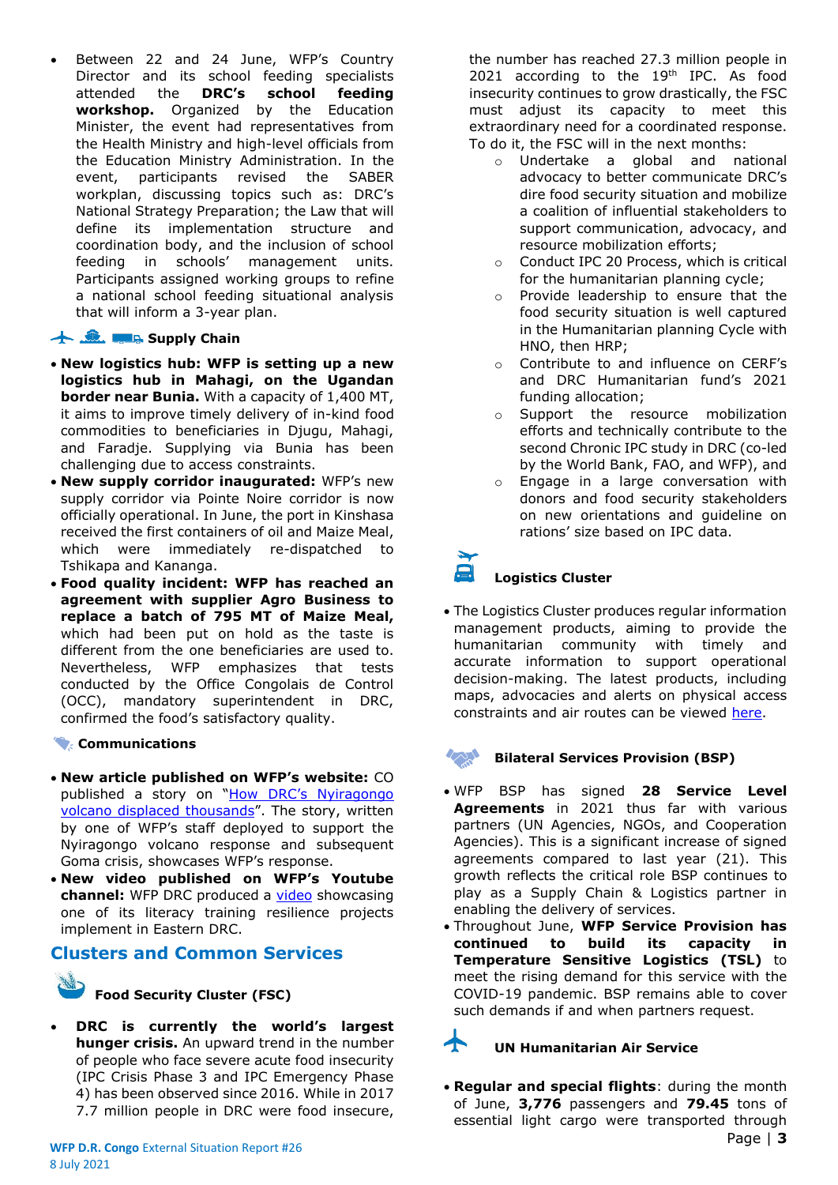- Between 22 and 24 June, WFP's Country Director and its school feeding specialists attended the **DRC's school feeding workshop.** Organized by the Education Minister, the event had representatives from the Health Ministry and high-level officials from the Education Ministry Administration. In the event, participants revised the SABER workplan, discussing topics such as: DRC's National Strategy Preparation; the Law that will define its implementation structure and coordination body, and the inclusion of school feeding in schools' management units. Participants assigned working groups to refine a national school feeding situational analysis that will inform a 3-year plan.

### Supply Chain

- **New logistics hub: WFP is setting up a new logistics hub in Mahagi, on the Ugandan border near Bunia.** With a capacity of 1,400 MT, it aims to improve timely delivery of in-kind food commodities to beneficiaries in Djugu, Mahagi, and Faradje. Supplying via Bunia has been challenging due to access constraints.
- **New supply corridor inaugurated:** WFP's new supply corridor via Pointe Noire corridor is now officially operational. In June, the port in Kinshasa received the first containers of oil and Maize Meal, which were immediately re-dispatched to Tshikapa and Kananga.
- **Food quality incident: WFP has reached an agreement with supplier Agro Business to replace a batch of 795 MT of Maize Meal,** which had been put on hold as the taste is different from the one beneficiaries are used to. Nevertheless, WFP emphasizes that tests conducted by the Office Congolais de Control (OCC), mandatory superintendent in DRC, confirmed the food's satisfactory quality.

### Communications

- **New article published on WFP's website:** CO published a story on "How DRC's Nyiragongo volcano displaced thousands". The story, written by one of WFP's staff deployed to support the Nyiragongo volcano response and subsequent Goma crisis, showcases WFP's response.
- **New video published on WFP's Youtube channel:** WFP DRC produced a video showcasing one of its literacy training resilience projects implement in Eastern DRC.

## Clusters and Common Services

### Food Security Cluster (FSC)

- **DRC is currently the world's largest hunger crisis.** An upward trend in the number of people who face severe acute food insecurity (IPC Crisis Phase 3 and IPC Emergency Phase 4) has been observed since 2016. While in 2017 7.7 million people in DRC were food insecure, the number has reached 27.3 million people in 2021 according to the 19th IPC. As food insecurity continues to grow drastically, the FSC must adjust its capacity to meet this extraordinary need for a coordinated response. To do it, the FSC will in the next months:
  - Undertake a global and national advocacy to better communicate DRC's dire food security situation and mobilize a coalition of influential stakeholders to support communication, advocacy, and resource mobilization efforts;
  - Conduct IPC 20 Process, which is critical for the humanitarian planning cycle;
  - Provide leadership to ensure that the food security situation is well captured in the Humanitarian planning Cycle with HNO, then HRP;
  - Contribute to and influence on CERF's and DRC Humanitarian fund's 2021 funding allocation;
  - Support the resource mobilization efforts and technically contribute to the second Chronic IPC study in DRC (co-led by the World Bank, FAO, and WFP), and
  - Engage in a large conversation with donors and food security stakeholders on new orientations and guideline on rations' size based on IPC data.

### Logistics Cluster

- The Logistics Cluster produces regular information management products, aiming to provide the humanitarian community with timely and accurate information to support operational decision-making. The latest products, including maps, advocacies and alerts on physical access constraints and air routes can be viewed here.

### Bilateral Services Provision (BSP)

- WFP BSP has signed **28 Service Level Agreements** in 2021 thus far with various partners (UN Agencies, NGOs, and Cooperation Agencies). This is a significant increase of signed agreements compared to last year (21). This growth reflects the critical role BSP continues to play as a Supply Chain & Logistics partner in enabling the delivery of services.
- Throughout June, **WFP Service Provision has continued to build its capacity in Temperature Sensitive Logistics (TSL)** to meet the rising demand for this service with the COVID-19 pandemic. BSP remains able to cover such demands if and when partners request.

### UN Humanitarian Air Service

- **Regular and special flights**: during the month of June, **3,776** passengers and **79.45** tons of essential light cargo were transported through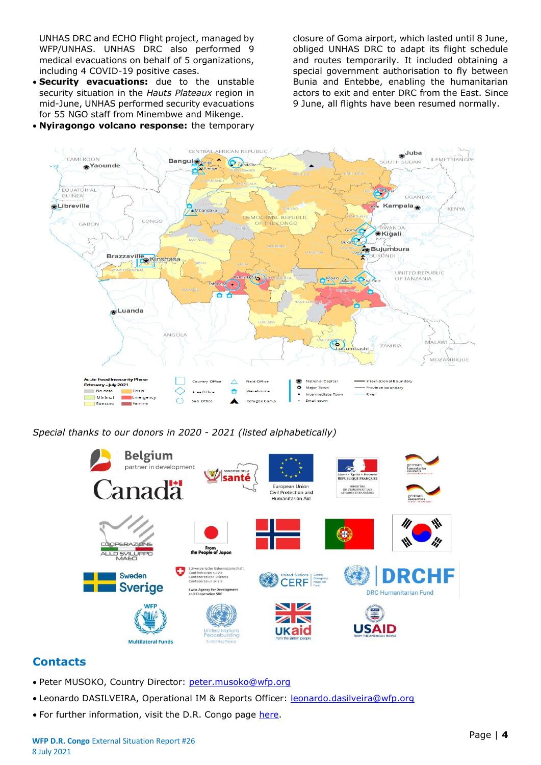UNHAS DRC and ECHO Flight project, managed by WFP/UNHAS. UNHAS DRC also performed 9 medical evacuations on behalf of 5 organizations, including 4 COVID-19 positive cases.

- **Security evacuations:** due to the unstable security situation in the *Hauts Plateaux* region in mid-June, UNHAS performed security evacuations for 55 NGO staff from Minembwe and Mikenge.
- **Nyiragongo volcano response:** the temporary closure of Goma airport, which lasted until 8 June, obliged UNHAS DRC to adapt its flight schedule and routes temporarily. It included obtaining a special government authorisation to fly between Bunia and Entebbe, enabling the humanitarian actors to exit and enter DRC from the East. Since 9 June, all flights have been resumed normally.

Acute Food Insecurity Phase February – July 2021

No data
Minimal
Stressed
Crisis
Emergency
Famine

Country Office
Area Office
Sub Office
Field Office
Warehouse
Refugee Camp
National Capital
Major Town
Intermediate Town
Small town
International Boundary
Province boundary
River

*Special thanks to our donors in 2020 - 2021 (listed alphabetically)*

## Contacts

- Peter MUSOKO, Country Director: [peter.musoko@wfp.org](mailto:peter.musoko@wfp.org)
- Leonardo DASILVEIRA, Operational IM & Reports Officer: [leonardo.dasilveira@wfp.org](mailto:leonardo.dasilveira@wfp.org)
- For further information, visit the D.R. Congo page here.